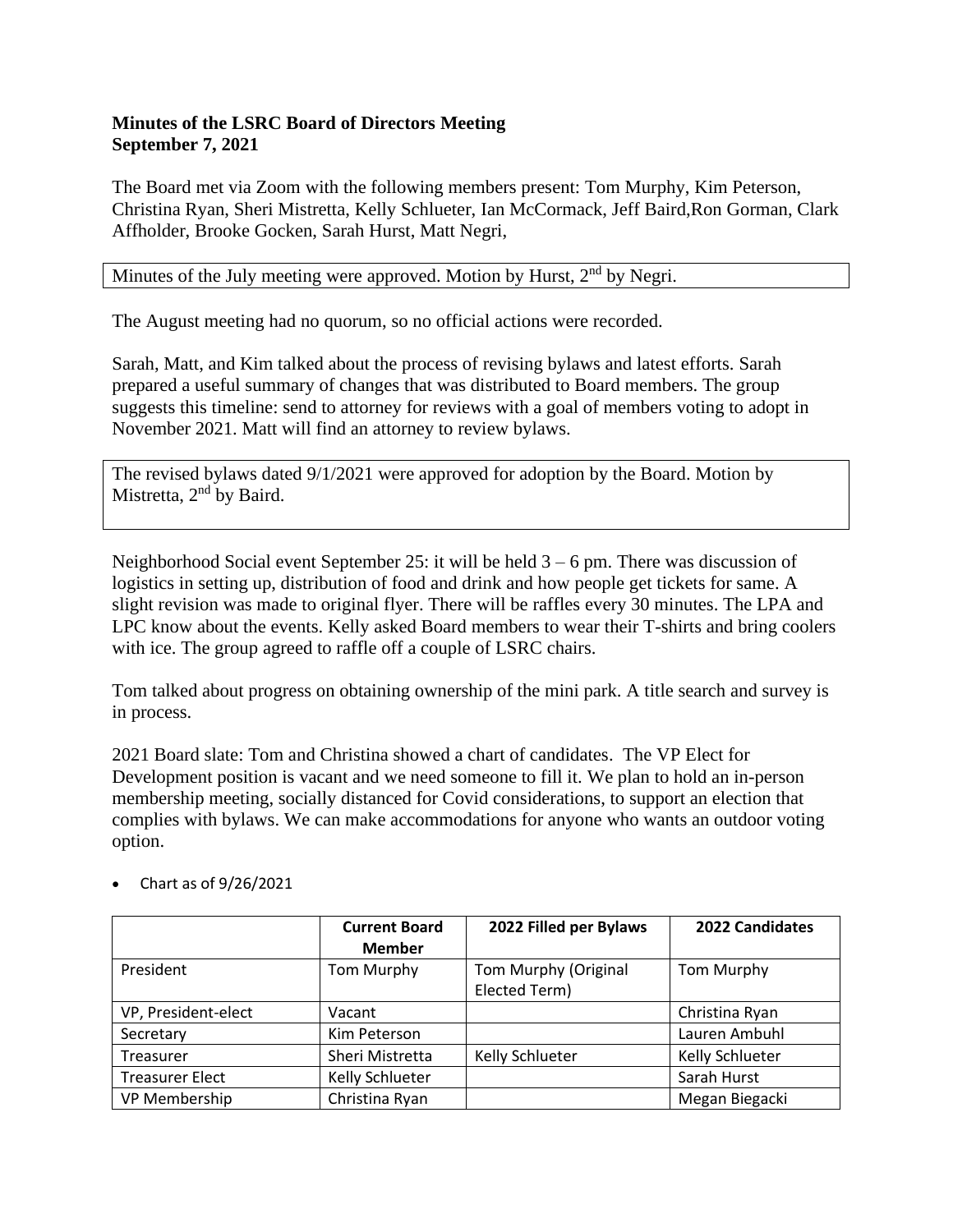**Minutes of the LSRC Board of Directors Meeting**
**September 7, 2021**

The Board met via Zoom with the following members present: Tom Murphy, Kim Peterson, Christina Ryan, Sheri Mistretta, Kelly Schlueter, Ian McCormack, Jeff Baird,Ron Gorman, Clark Affholder, Brooke Gocken, Sarah Hurst, Matt Negri,

Minutes of the July meeting were approved. Motion by Hurst, 2nd by Negri.

The August meeting had no quorum, so no official actions were recorded.

Sarah, Matt, and Kim talked about the process of revising bylaws and latest efforts. Sarah prepared a useful summary of changes that was distributed to Board members. The group suggests this timeline: send to attorney for reviews with a goal of members voting to adopt in November 2021. Matt will find an attorney to review bylaws.

The revised bylaws dated 9/1/2021 were approved for adoption by the Board. Motion by Mistretta, 2nd by Baird.

Neighborhood Social event September 25: it will be held 3 – 6 pm. There was discussion of logistics in setting up, distribution of food and drink and how people get tickets for same. A slight revision was made to original flyer. There will be raffles every 30 minutes. The LPA and LPC know about the events. Kelly asked Board members to wear their T-shirts and bring coolers with ice. The group agreed to raffle off a couple of LSRC chairs.

Tom talked about progress on obtaining ownership of the mini park. A title search and survey is in process.

2021 Board slate: Tom and Christina showed a chart of candidates. The VP Elect for Development position is vacant and we need someone to fill it. We plan to hold an in-person membership meeting, socially distanced for Covid considerations, to support an election that complies with bylaws. We can make accommodations for anyone who wants an outdoor voting option.

- Chart as of 9/26/2021

| | Current Board Member | 2022 Filled per Bylaws | 2022 Candidates |
|---|---|---|---|
| President | Tom Murphy | Tom Murphy (Original Elected Term) | Tom Murphy |
| VP, President-elect | Vacant | | Christina Ryan |
| Secretary | Kim Peterson | | Lauren Ambuhl |
| Treasurer | Sheri Mistretta | Kelly Schlueter | Kelly Schlueter |
| Treasurer Elect | Kelly Schlueter | | Sarah Hurst |
| VP Membership | Christina Ryan | | Megan Biegacki |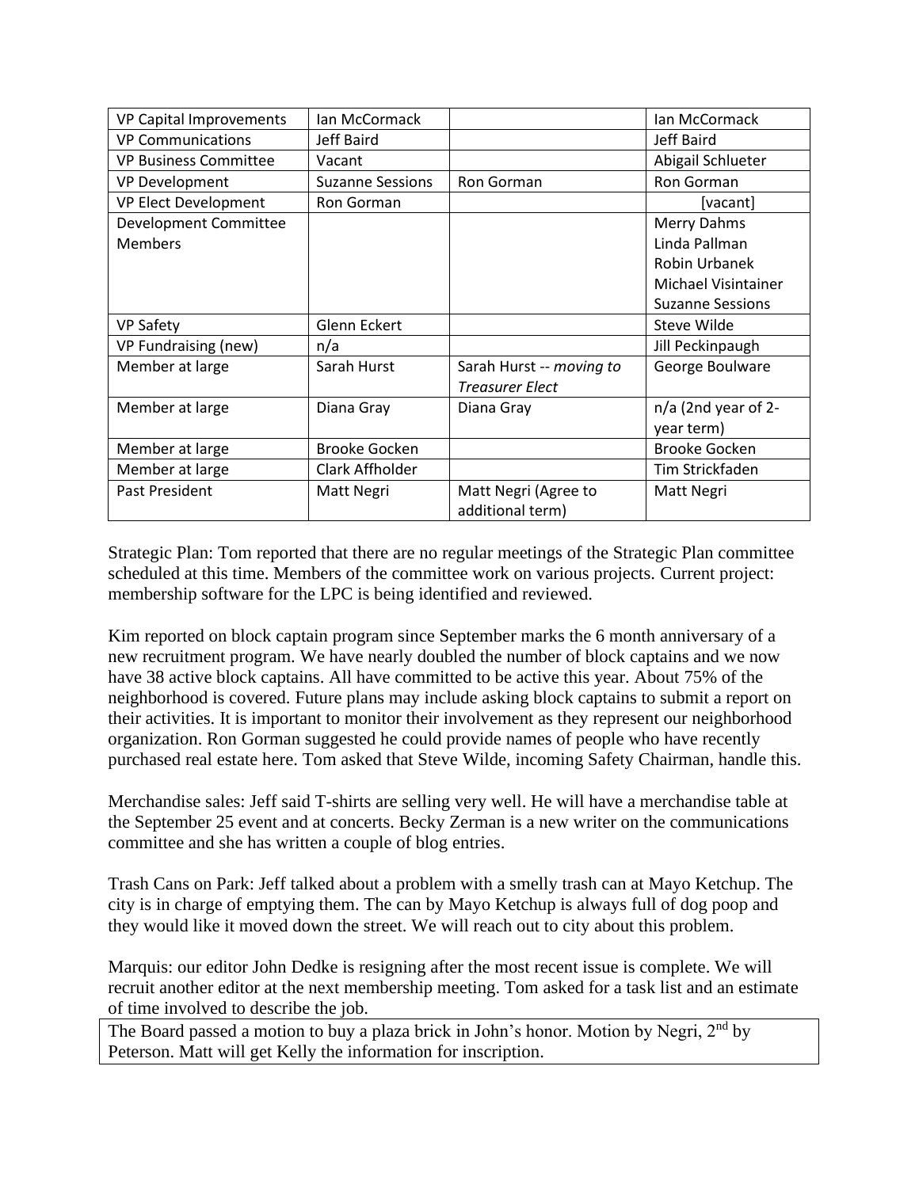| VP Capital Improvements | Ian McCormack | | Ian McCormack |
|---|---|---|---|
| VP Communications | Jeff Baird | | Jeff Baird |
| VP Business Committee | Vacant | | Abigail Schlueter |
| VP Development | Suzanne Sessions | Ron Gorman | Ron Gorman |
| VP Elect Development | Ron Gorman | | [vacant] |
| Development Committee Members | | | Merry Dahms<br>Linda Pallman<br>Robin Urbanek<br>Michael Visintainer<br>Suzanne Sessions |
| VP Safety | Glenn Eckert | | Steve Wilde |
| VP Fundraising (new) | n/a | | Jill Peckinpaugh |
| Member at large | Sarah Hurst | Sarah Hurst -- *moving to Treasurer Elect* | George Boulware |
| Member at large | Diana Gray | Diana Gray | n/a (2nd year of 2-year term) |
| Member at large | Brooke Gocken | | Brooke Gocken |
| Member at large | Clark Affholder | | Tim Strickfaden |
| Past President | Matt Negri | Matt Negri (Agree to additional term) | Matt Negri |

Strategic Plan: Tom reported that there are no regular meetings of the Strategic Plan committee scheduled at this time. Members of the committee work on various projects. Current project: membership software for the LPC is being identified and reviewed.

Kim reported on block captain program since September marks the 6 month anniversary of a new recruitment program. We have nearly doubled the number of block captains and we now have 38 active block captains. All have committed to be active this year. About 75% of the neighborhood is covered. Future plans may include asking block captains to submit a report on their activities. It is important to monitor their involvement as they represent our neighborhood organization. Ron Gorman suggested he could provide names of people who have recently purchased real estate here. Tom asked that Steve Wilde, incoming Safety Chairman, handle this.

Merchandise sales: Jeff said T-shirts are selling very well. He will have a merchandise table at the September 25 event and at concerts. Becky Zerman is a new writer on the communications committee and she has written a couple of blog entries.

Trash Cans on Park: Jeff talked about a problem with a smelly trash can at Mayo Ketchup. The city is in charge of emptying them. The can by Mayo Ketchup is always full of dog poop and they would like it moved down the street. We will reach out to city about this problem.

Marquis: our editor John Dedke is resigning after the most recent issue is complete. We will recruit another editor at the next membership meeting. Tom asked for a task list and an estimate of time involved to describe the job.

The Board passed a motion to buy a plaza brick in John's honor. Motion by Negri, 2nd by Peterson. Matt will get Kelly the information for inscription.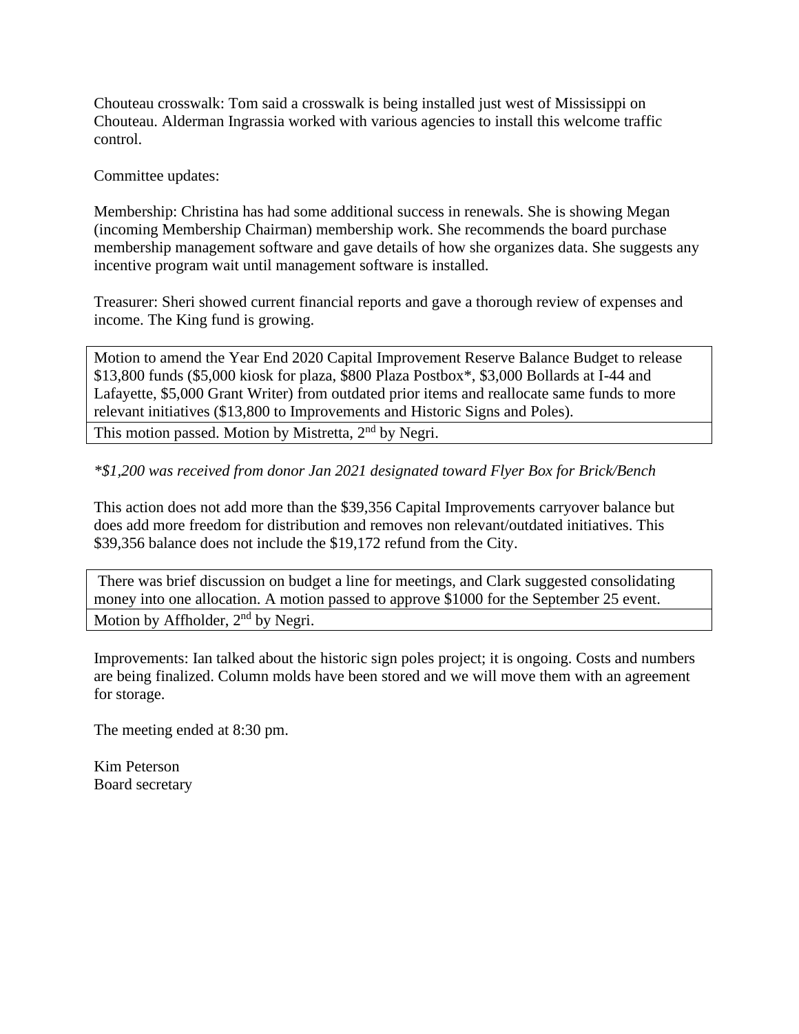Chouteau crosswalk: Tom said a crosswalk is being installed just west of Mississippi on Chouteau. Alderman Ingrassia worked with various agencies to install this welcome traffic control.

Committee updates:

Membership: Christina has had some additional success in renewals. She is showing Megan (incoming Membership Chairman) membership work. She recommends the board purchase membership management software and gave details of how she organizes data. She suggests any incentive program wait until management software is installed.

Treasurer: Sheri showed current financial reports and gave a thorough review of expenses and income. The King fund is growing.

| |
|---|
| Motion to amend the Year End 2020 Capital Improvement Reserve Balance Budget to release $13,800 funds ($5,000 kiosk for plaza, $800 Plaza Postbox*, $3,000 Bollards at I-44 and Lafayette, $5,000 Grant Writer) from outdated prior items and reallocate same funds to more relevant initiatives ($13,800 to Improvements and Historic Signs and Poles). |
| This motion passed. Motion by Mistretta, 2nd by Negri. |

*\*$1,200 was received from donor Jan 2021 designated toward Flyer Box for Brick/Bench*

This action does not add more than the $39,356 Capital Improvements carryover balance but does add more freedom for distribution and removes non relevant/outdated initiatives. This $39,356 balance does not include the $19,172 refund from the City.

| |
|---|
| There was brief discussion on budget a line for meetings, and Clark suggested consolidating money into one allocation. A motion passed to approve $1000 for the September 25 event. |
| Motion by Affholder, 2nd by Negri. |

Improvements: Ian talked about the historic sign poles project; it is ongoing. Costs and numbers are being finalized. Column molds have been stored and we will move them with an agreement for storage.

The meeting ended at 8:30 pm.

Kim Peterson
Board secretary